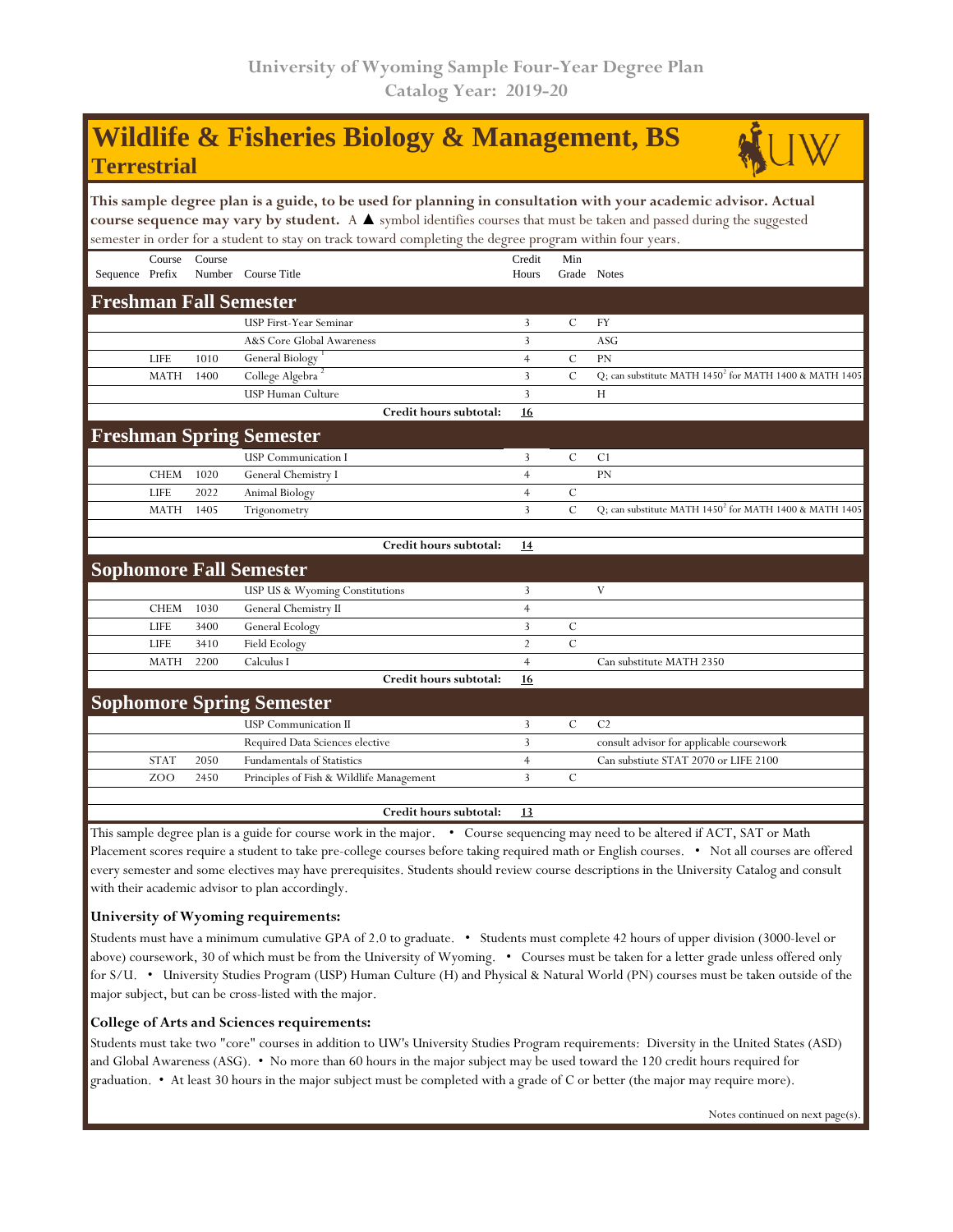University of Wyoming Sample Four-Year Degree Plan
Catalog Year: 2019-20

# Wildlife & Fisheries Biology & Management, BS
## Terrestrial

**This sample degree plan is a guide, to be used for planning in consultation with your academic advisor. Actual course sequence may vary by student.** A ▲ symbol identifies courses that must be taken and passed during the suggested semester in order for a student to stay on track toward completing the degree program within four years.

| Sequence | Course Prefix | Course Number | Course Title | Credit Hours | Min Grade | Notes |
|---|---|---|---|---|---|---|
| **Freshman Fall Semester** | | | | | | |
| | | | USP First-Year Seminar | 3 | C | FY |
| | | | A&S Core Global Awareness | 3 | | ASG |
| | LIFE | 1010 | General Biology [1] | 4 | C | PN |
| | MATH | 1400 | College Algebra [2] | 3 | C | Q; can substitute MATH 1450[2] for MATH 1400 & MATH 1405 |
| | | | USP Human Culture | 3 | | H |
| | | | **Credit hours subtotal:** | **16** | | |
| **Freshman Spring Semester** | | | | | | |
| | | | USP Communication I | 3 | C | C1 |
| | CHEM | 1020 | General Chemistry I | 4 | | PN |
| | LIFE | 2022 | Animal Biology | 4 | C | |
| | MATH | 1405 | Trigonometry | 3 | C | Q; can substitute MATH 1450[2] for MATH 1400 & MATH 1405 |
| | | | **Credit hours subtotal:** | **14** | | |
| **Sophomore Fall Semester** | | | | | | |
| | | | USP US & Wyoming Constitutions | 3 | | V |
| | CHEM | 1030 | General Chemistry II | 4 | | |
| | LIFE | 3400 | General Ecology | 3 | C | |
| | LIFE | 3410 | Field Ecology | 2 | C | |
| | MATH | 2200 | Calculus I | 4 | | Can substitute MATH 2350 |
| | | | **Credit hours subtotal:** | **16** | | |
| **Sophomore Spring Semester** | | | | | | |
| | | | USP Communication II | 3 | C | C2 |
| | | | Required Data Sciences elective | 3 | | consult advisor for applicable coursework |
| | STAT | 2050 | Fundamentals of Statistics | 4 | | Can substiute STAT 2070 or LIFE 2100 |
| | ZOO | 2450 | Principles of Fish & Wildlife Management | 3 | C | |
| | | | **Credit hours subtotal:** | **13** | | |

This sample degree plan is a guide for course work in the major. • Course sequencing may need to be altered if ACT, SAT or Math Placement scores require a student to take pre-college courses before taking required math or English courses. • Not all courses are offered every semester and some electives may have prerequisites. Students should review course descriptions in the University Catalog and consult with their academic advisor to plan accordingly.

### University of Wyoming requirements:

Students must have a minimum cumulative GPA of 2.0 to graduate. • Students must complete 42 hours of upper division (3000-level or above) coursework, 30 of which must be from the University of Wyoming. • Courses must be taken for a letter grade unless offered only for S/U. • University Studies Program (USP) Human Culture (H) and Physical & Natural World (PN) courses must be taken outside of the major subject, but can be cross-listed with the major.

### College of Arts and Sciences requirements:

Students must take two "core" courses in addition to UW's University Studies Program requirements: Diversity in the United States (ASD) and Global Awareness (ASG). • No more than 60 hours in the major subject may be used toward the 120 credit hours required for graduation. • At least 30 hours in the major subject must be completed with a grade of C or better (the major may require more).

Notes continued on next page(s).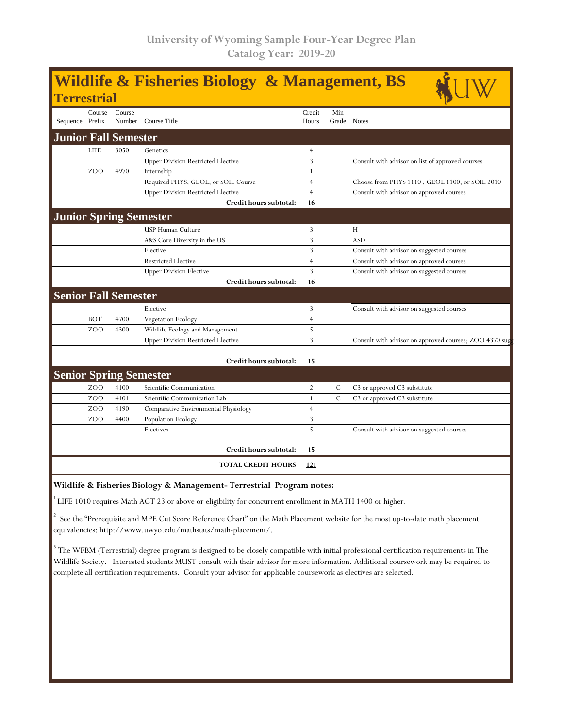# University of Wyoming Sample Four-Year Degree Plan
## Catalog Year: 2019-20

## Wildlife & Fisheries Biology & Management, BS
### Terrestrial

| Sequence | Course Prefix | Course Number | Course Title | Credit Hours | Min Grade | Notes |
|---|---|---|---|---|---|---|
| **Junior Fall Semester** | | | | | | |
| | LIFE | 3050 | Genetics | 4 | | |
| | | | Upper Division Restricted Elective | 3 | | Consult with advisor on list of approved courses |
| | ZOO | 4970 | Internship | 1 | | |
| | | | Required PHYS, GEOL, or SOIL Course | 4 | | Choose from PHYS 1110 , GEOL 1100, or SOIL 2010 |
| | | | Upper Division Restricted Elective | 4 | | Consult with advisor on approved courses |
| | | | **Credit hours subtotal:** | **16** | | |
| **Junior Spring Semester** | | | | | | |
| | | | USP Human Culture | 3 | | H |
| | | | A&S Core Diversity in the US | 3 | | ASD |
| | | | Elective | 3 | | Consult with advisor on suggested courses |
| | | | Restricted Elective | 4 | | Consult with advisor on approved courses |
| | | | Upper Division Elective | 3 | | Consult with advisor on suggested courses |
| | | | **Credit hours subtotal:** | **16** | | |
| **Senior Fall Semester** | | | | | | |
| | | | Elective | 3 | | Consult with advisor on suggested courses |
| | BOT | 4700 | Vegetation Ecology | 4 | | |
| | ZOO | 4300 | Wildlife Ecology and Management | 5 | | |
| | | | Upper Division Restricted Elective | 3 | | Consult with advisor on approved courses; ZOO 4370 sugg |
| | | | | | | |
| | | | **Credit hours subtotal:** | **15** | | |
| **Senior Spring Semester** | | | | | | |
| | ZOO | 4100 | Scientific Communication | 2 | C | C3 or approved C3 substitute |
| | ZOO | 4101 | Scientific Communication Lab | 1 | C | C3 or approved C3 substitute |
| | ZOO | 4190 | Comparative Environmental Physiology | 4 | | |
| | ZOO | 4400 | Population Ecology | 3 | | |
| | | | Electives | 5 | | Consult with advisor on suggested courses |
| | | | | | | |
| | | | **Credit hours subtotal:** | **15** | | |
| | | | **TOTAL CREDIT HOURS** | **121** | | |

**Wildlife & Fisheries Biology & Management- Terrestrial Program notes:**

[1] LIFE 1010 requires Math ACT 23 or above or eligibility for concurrent enrollment in MATH 1400 or higher.

[2] See the "Prerequisite and MPE Cut Score Reference Chart" on the Math Placement website for the most up-to-date math placement equivalencies: http://www.uwyo.edu/mathstats/math-placement/.

[3] The WFBM (Terrestrial) degree program is designed to be closely compatible with initial professional certification requirements in The Wildlife Society. Interested students MUST consult with their advisor for more information. Additional coursework may be required to complete all certification requirements. Consult your advisor for applicable coursework as electives are selected.